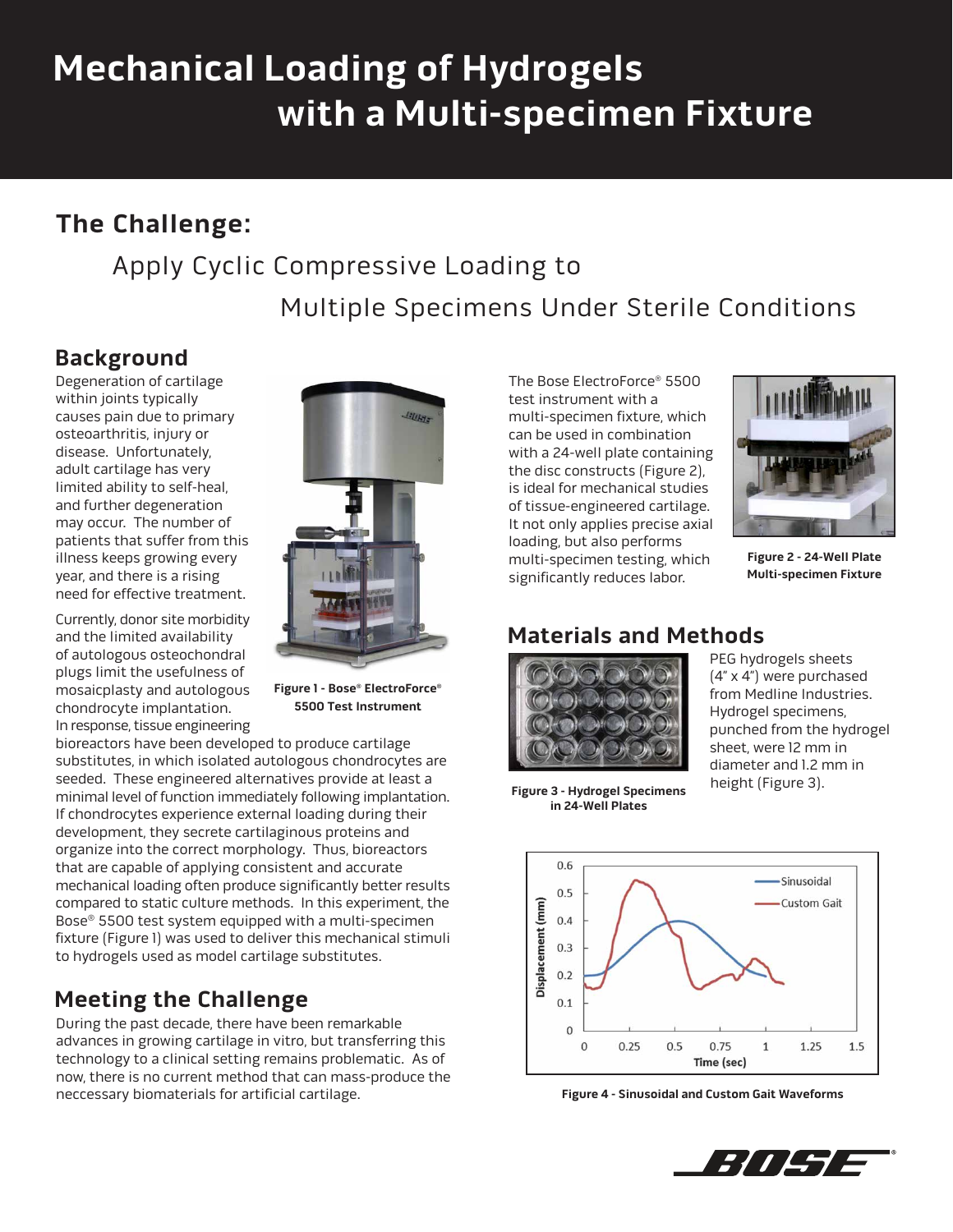# Mechanical Loading of Hydrogels with a Multi-specimen Fixture

## The Challenge:

Apply Cyclic Compressive Loading to Multiple Specimens Under Sterile Conditions

### Background

Degeneration of cartilage within joints typically causes pain due to primary osteoarthritis, injury or disease. Unfortunately, adult cartilage has very limited ability to self-heal, and further degeneration may occur. The number of patients that suffer from this illness keeps growing every year, and there is a rising need for effective treatment.

Currently, donor site morbidity and the limited availability of autologous osteochondral plugs limit the usefulness of mosaicplasty and autologous chondrocyte implantation. In response, tissue engineering bioreactors have been developed to produce cartilage substitutes, in which isolated autologous chondrocytes are seeded. These engineered alternatives provide at least a minimal level of function immediately following implantation. If chondrocytes experience external loading during their development, they secrete cartilaginous proteins and organize into the correct morphology. Thus, bioreactors that are capable of applying consistent and accurate mechanical loading often produce significantly better results compared to static culture methods. In this experiment, the Bose® 5500 test system equipped with a multi-specimen fixture (Figure 1) was used to deliver this mechanical stimuli to hydrogels used as model cartilage substitutes.

**Figure 1 - Bose® ElectroForce® 5500 Test Instrument**

### Meeting the Challenge

During the past decade, there have been remarkable advances in growing cartilage in vitro, but transferring this technology to a clinical setting remains problematic. As of now, there is no current method that can mass-produce the neccessary biomaterials for artificial cartilage.

The Bose ElectroForce® 5500 test instrument with a multi-specimen fixture, which can be used in combination with a 24-well plate containing the disc constructs (Figure 2), is ideal for mechanical studies of tissue-engineered cartilage. It not only applies precise axial loading, but also performs multi-specimen testing, which significantly reduces labor.

**Figure 2 - 24-Well Plate Multi-specimen Fixture**

### Materials and Methods

PEG hydrogels sheets (4" x 4") were purchased from Medline Industries. Hydrogel specimens, punched from the hydrogel sheet, were 12 mm in diameter and 1.2 mm in height (Figure 3).

**Figure 3 - Hydrogel Specimens in 24-Well Plates**

**Figure 4 - Sinusoidal and Custom Gait Waveforms**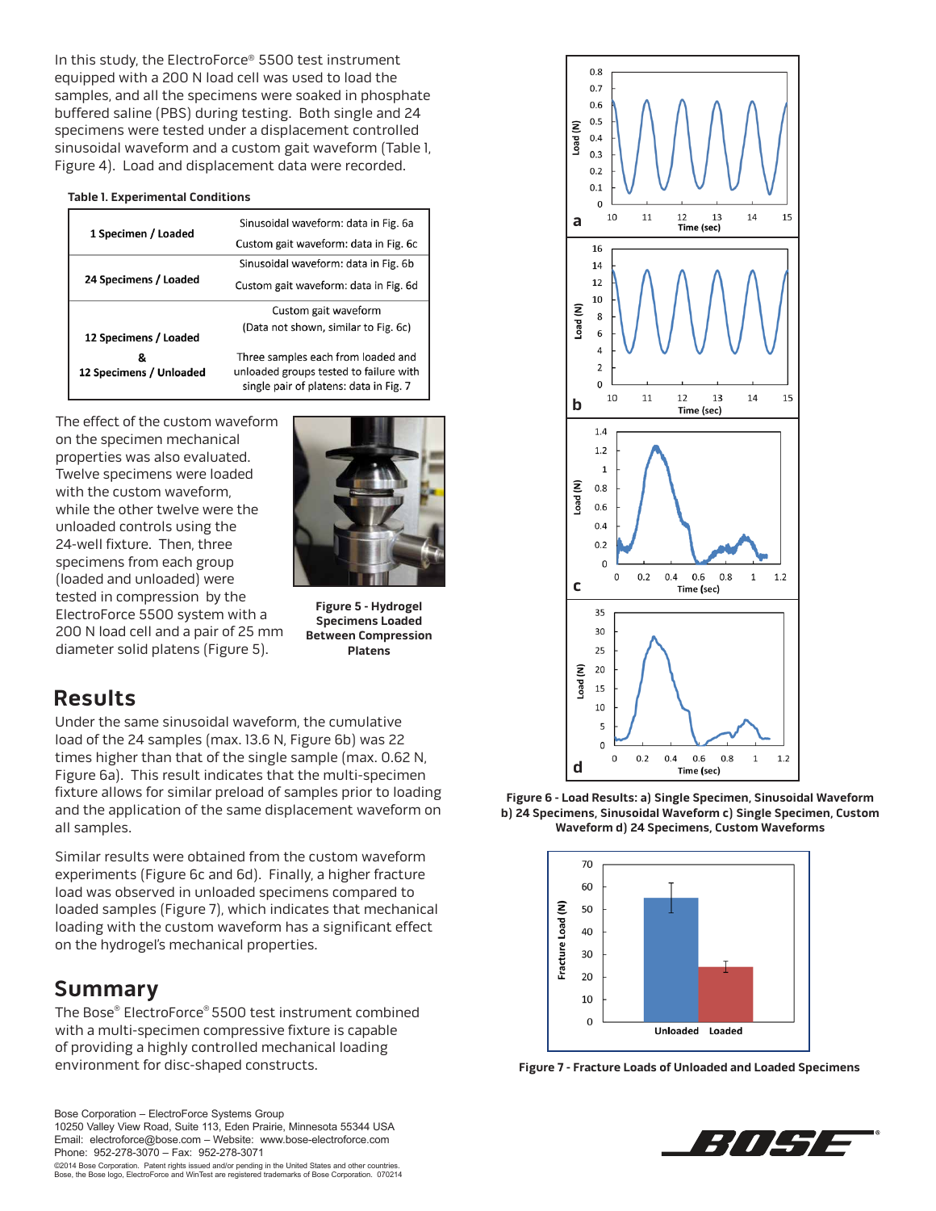In this study, the ElectroForce® 5500 test instrument equipped with a 200 N load cell was used to load the samples, and all the specimens were soaked in phosphate buffered saline (PBS) during testing. Both single and 24 specimens were tested under a displacement controlled sinusoidal waveform and a custom gait waveform (Table 1, Figure 4). Load and displacement data were recorded.

**Table 1. Experimental Conditions**

| | |
|---|---|
| **1 Specimen / Loaded** | Sinusoidal waveform: data in Fig. 6a |
| | Custom gait waveform: data in Fig. 6c |
| **24 Specimens / Loaded** | Sinusoidal waveform: data in Fig. 6b |
| | Custom gait waveform: data in Fig. 6d |
| **12 Specimens / Loaded & 12 Specimens / Unloaded** | Custom gait waveform (Data not shown, similar to Fig. 6c) |
| | Three samples each from loaded and unloaded groups tested to failure with single pair of platens: data in Fig. 7 |

The effect of the custom waveform on the specimen mechanical properties was also evaluated. Twelve specimens were loaded with the custom waveform, while the other twelve were the unloaded controls using the 24-well fixture. Then, three specimens from each group (loaded and unloaded) were tested in compression by the ElectroForce 5500 system with a 200 N load cell and a pair of 25 mm diameter solid platens (Figure 5).

**Figure 5 - Hydrogel Specimens Loaded Between Compression Platens**

## Results

Under the same sinusoidal waveform, the cumulative load of the 24 samples (max. 13.6 N, Figure 6b) was 22 times higher than that of the single sample (max. 0.62 N, Figure 6a). This result indicates that the multi-specimen fixture allows for similar preload of samples prior to loading and the application of the same displacement waveform on all samples.

Similar results were obtained from the custom waveform experiments (Figure 6c and 6d). Finally, a higher fracture load was observed in unloaded specimens compared to loaded samples (Figure 7), which indicates that mechanical loading with the custom waveform has a significant effect on the hydrogel's mechanical properties.

## Summary

The Bose® ElectroForce® 5500 test instrument combined with a multi-specimen compressive fixture is capable of providing a highly controlled mechanical loading environment for disc-shaped constructs.

a
Load (N)
0.8
0.7
0.6
0.5
0.4
0.3
0.2
0.1
0
10 11 12 13 14 15
Time (sec)

b
Load (N)
16
14
12
10
8
6
4
2
0
10 11 12 13 14 15
Time (sec)

c
Load (N)
1.4
1.2
1
0.8
0.6
0.4
0.2
0
0 0.2 0.4 0.6 0.8 1 1.2
Time (sec)

d
Load (N)
35
30
25
20
15
10
5
0
0 0.2 0.4 0.6 0.8 1 1.2
Time (sec)

**Figure 6 - Load Results: a) Single Specimen, Sinusoidal Waveform b) 24 Specimens, Sinusoidal Waveform c) Single Specimen, Custom Waveform d) 24 Specimens, Custom Waveforms**

Fracture Load (N)
70
60
50
40
30
20
10
0
Unloaded Loaded

**Figure 7 - Fracture Loads of Unloaded and Loaded Specimens**

Bose Corporation – ElectroForce Systems Group
10250 Valley View Road, Suite 113, Eden Prairie, Minnesota 55344 USA
Email: electroforce@bose.com – Website: www.bose-electroforce.com
Phone: 952-278-3070 – Fax: 952-278-3071

©2014 Bose Corporation. Patent rights issued and/or pending in the United States and other countries.
Bose, the Bose logo, ElectroForce and WinTest are registered trademarks of Bose Corporation. 070214